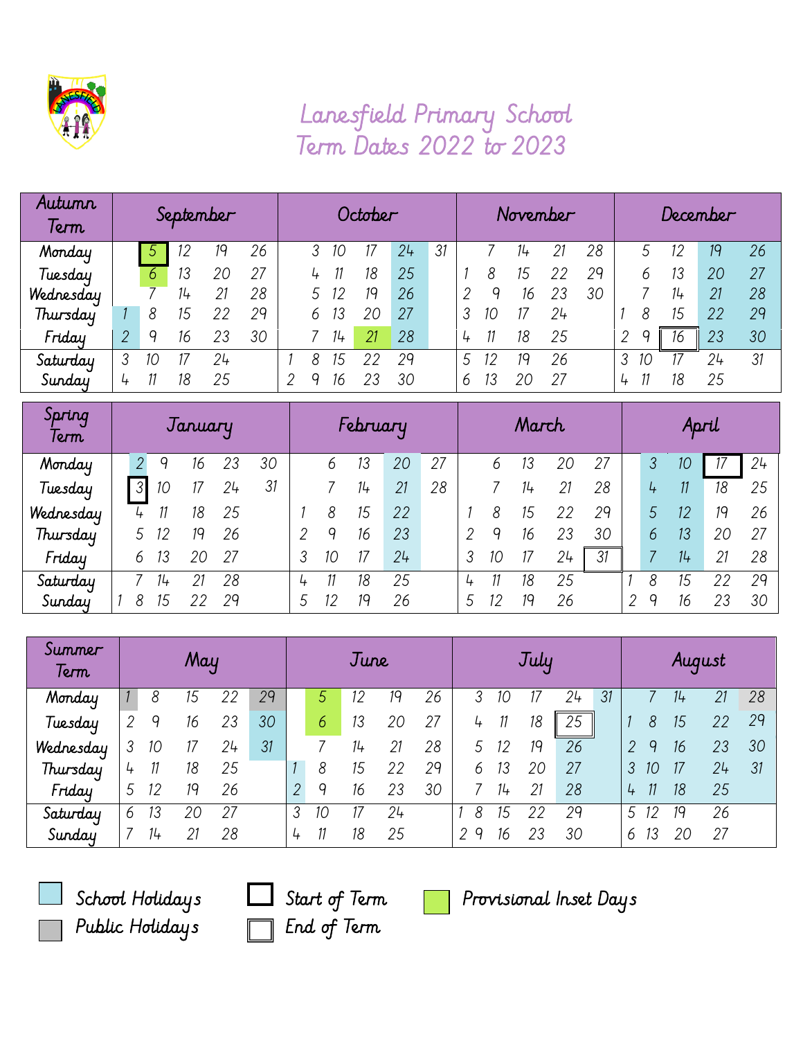# Lanesfield Primary School
## Term Dates 2022 to 2023

| Autumn Term | September | | | | | October | | | | | November | | | | | December | | | | |
|---|---|---|---|---|---|---|---|---|---|---|---|---|---|---|---|---|---|---|---|---|
| Monday | | 5 | 12 | 19 | 26 | 3 | 10 | 17 | 24 | 31 | | 7 | 14 | 21 | 28 | | 5 | 12 | 19 | 26 |
| Tuesday | | 6 | 13 | 20 | 27 | 4 | 11 | 18 | 25 | | 1 | 8 | 15 | 22 | 29 | | 6 | 13 | 20 | 27 |
| Wednesday | | 7 | 14 | 21 | 28 | 5 | 12 | 19 | 26 | | 2 | 9 | 16 | 23 | 30 | | 7 | 14 | 21 | 28 |
| Thursday | 1 | 8 | 15 | 22 | 29 | 6 | 13 | 20 | 27 | | 3 | 10 | 17 | 24 | | 1 | 8 | 15 | 22 | 29 |
| Friday | 2 | 9 | 16 | 23 | 30 | 7 | 14 | 21 | 28 | | 4 | 11 | 18 | 25 | | 2 | 9 | 16 | 23 | 30 |
| Saturday | 3 | 10 | 17 | 24 | | 1 8 | 15 | 22 | 29 | | 5 | 12 | 19 | 26 | | 3 | 10 | 17 | 24 | 31 |
| Sunday | 4 | 11 | 18 | 25 | | 2 9 | 16 | 23 | 30 | | 6 | 13 | 20 | 27 | | 4 | 11 | 18 | 25 | |

| Spring Term | January | | | | | | February | | | | | March | | | | | April | | | | | |
|---|---|---|---|---|---|---|---|---|---|---|---|---|---|---|---|---|---|---|---|---|---|---|
| Monday | | 2 | 9 | 16 | 23 | 30 | | 6 | 13 | 20 | 27 | | 6 | 13 | 20 | 27 | | 3 | 10 | 17 | 24 |
| Tuesday | | 3 | 10 | 17 | 24 | 31 | | 7 | 14 | 21 | 28 | | 7 | 14 | 21 | 28 | | 4 | 11 | 18 | 25 |
| Wednesday | | 4 | 11 | 18 | 25 | | 1 | 8 | 15 | 22 | | 1 | 8 | 15 | 22 | 29 | | 5 | 12 | 19 | 26 |
| Thursday | | 5 | 12 | 19 | 26 | | 2 | 9 | 16 | 23 | | 2 | 9 | 16 | 23 | 30 | | 6 | 13 | 20 | 27 |
| Friday | | 6 | 13 | 20 | 27 | | 3 | 10 | 17 | 24 | | 3 | 10 | 17 | 24 | 31 | | 7 | 14 | 21 | 28 |
| Saturday | | 7 | 14 | 21 | 28 | | 4 | 11 | 18 | 25 | | 4 | 11 | 18 | 25 | | 1 | 8 | 15 | 22 | 29 |
| Sunday | 1 | 8 | 15 | 22 | 29 | | 5 | 12 | 19 | 26 | | 5 | 12 | 19 | 26 | | 2 | 9 | 16 | 23 | 30 |

| Summer Term | May | | | | | June | | | | | July | | | | | August | | | | |
|---|---|---|---|---|---|---|---|---|---|---|---|---|---|---|---|---|---|---|---|---|
| Monday | 1 | 8 | 15 | 22 | 29 | | 5 | 12 | 19 | 26 | 3 | 10 | 17 | 24 | 31 | | 7 | 14 | 21 | 28 |
| Tuesday | 2 | 9 | 16 | 23 | 30 | | 6 | 13 | 20 | 27 | 4 | 11 | 18 | 25 | | 1 | 8 | 15 | 22 | 29 |
| Wednesday | 3 | 10 | 17 | 24 | 31 | | 7 | 14 | 21 | 28 | 5 | 12 | 19 | 26 | | 2 | 9 | 16 | 23 | 30 |
| Thursday | 4 | 11 | 18 | 25 | | 1 | 8 | 15 | 22 | 29 | 6 | 13 | 20 | 27 | | 3 | 10 | 17 | 24 | 31 |
| Friday | 5 | 12 | 19 | 26 | | 2 | 9 | 16 | 23 | 30 | 7 | 14 | 21 | 28 | | 4 | 11 | 18 | 25 | |
| Saturday | 6 | 13 | 20 | 27 | | 3 | 10 | 17 | 24 | | 1 8 | 15 | 22 | 29 | | 5 | 12 | 19 | 26 | |
| Sunday | 7 | 14 | 21 | 28 | | 4 | 11 | 18 | 25 | | 2 9 | 16 | 23 | 30 | | 6 | 13 | 20 | 27 | |

- School Holidays
- Public Holidays
- Start of Term
- End of Term
- Provisional Inset Days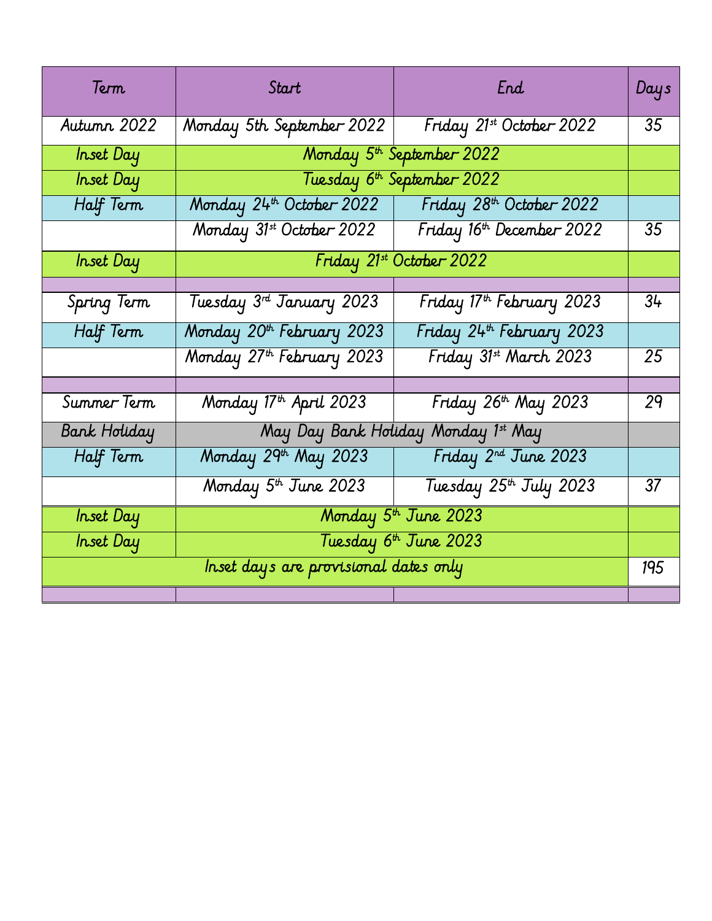| Term | Start | End | Days |
|---|---|---|---|
| Autumn 2022 | Monday 5th September 2022 | Friday 21st October 2022 | 35 |
| Inset Day | Monday 5th September 2022 | | |
| Inset Day | Tuesday 6th September 2022 | | |
| Half Term | Monday 24th October 2022 | Friday 28th October 2022 | |
| | Monday 31st October 2022 | Friday 16th December 2022 | 35 |
| Inset Day | Friday 21st October 2022 | | |
| | | | |
| Spring Term | Tuesday 3rd January 2023 | Friday 17th February 2023 | 34 |
| Half Term | Monday 20th February 2023 | Friday 24th February 2023 | |
| | Monday 27th February 2023 | Friday 31st March 2023 | 25 |
| | | | |
| Summer Term | Monday 17th April 2023 | Friday 26th May 2023 | 29 |
| Bank Holiday | May Day Bank Holiday Monday 1st May | | |
| Half Term | Monday 29th May 2023 | Friday 2nd June 2023 | |
| | Monday 5th June 2023 | Tuesday 25th July 2023 | 37 |
| Inset Day | Monday 5th June 2023 | | |
| Inset Day | Tuesday 6th June 2023 | | |
| Inset days are provisional dates only | | | 195 |
| | | | |